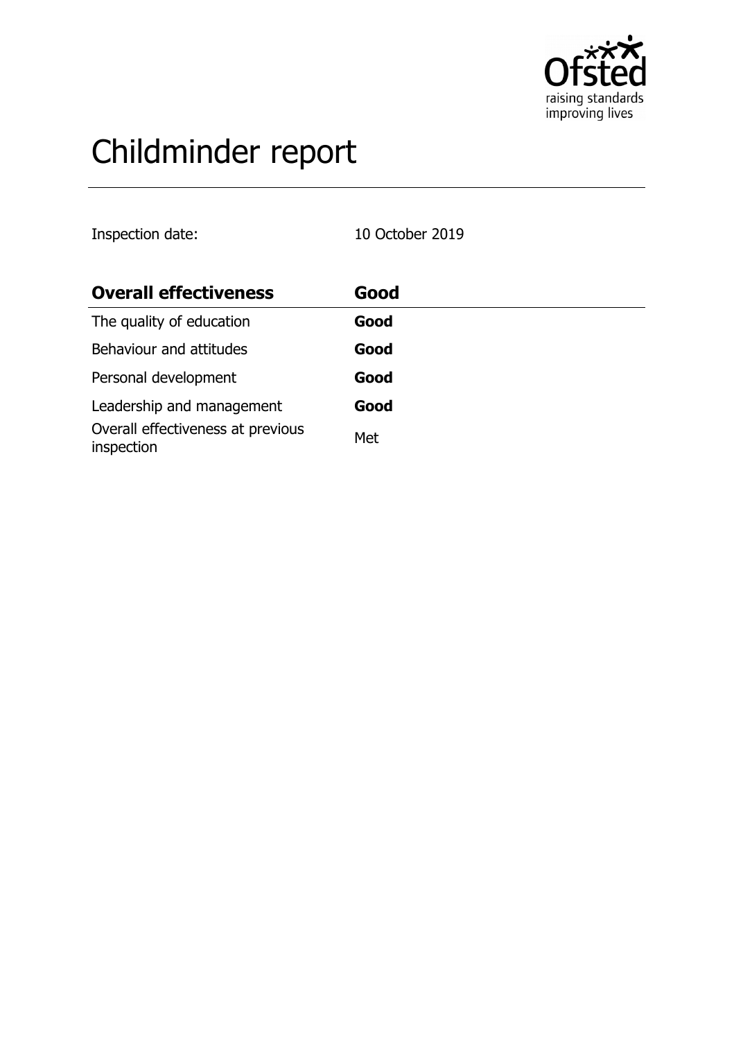# Childminder report

Inspection date: 10 October 2019

| Overall effectiveness | Good |
|---|---|
| The quality of education | **Good** |
| Behaviour and attitudes | **Good** |
| Personal development | **Good** |
| Leadership and management | **Good** |
| Overall effectiveness at previous inspection | Met |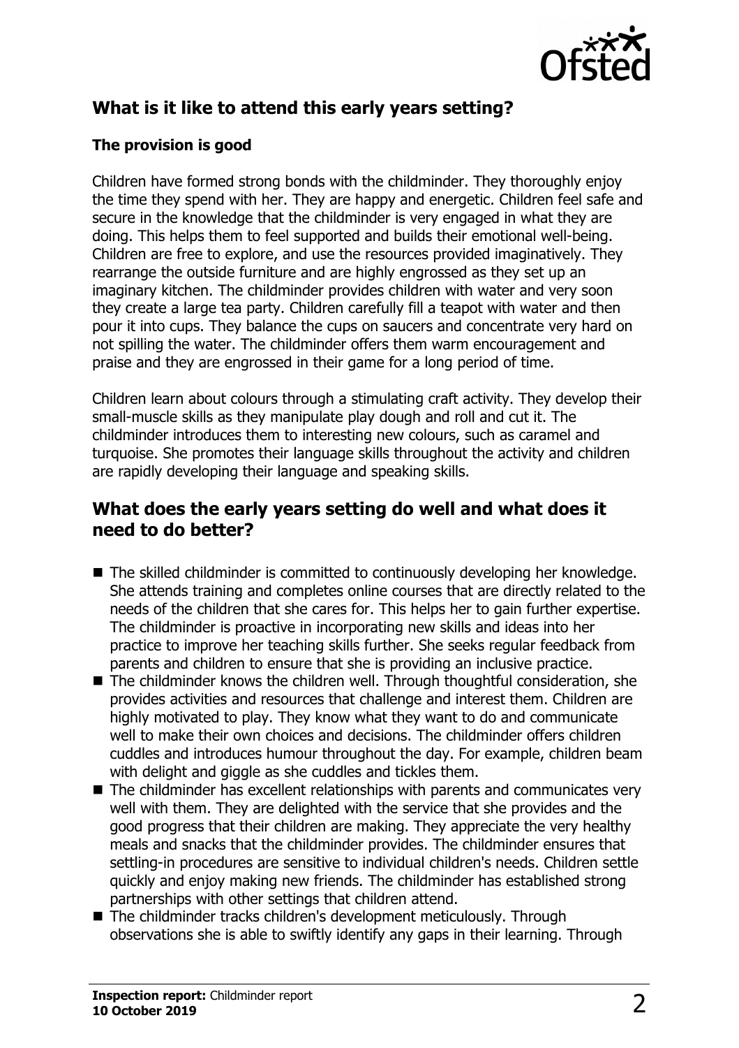## What is it like to attend this early years setting?

### The provision is good

Children have formed strong bonds with the childminder. They thoroughly enjoy the time they spend with her. They are happy and energetic. Children feel safe and secure in the knowledge that the childminder is very engaged in what they are doing. This helps them to feel supported and builds their emotional well-being. Children are free to explore, and use the resources provided imaginatively. They rearrange the outside furniture and are highly engrossed as they set up an imaginary kitchen. The childminder provides children with water and very soon they create a large tea party. Children carefully fill a teapot with water and then pour it into cups. They balance the cups on saucers and concentrate very hard on not spilling the water. The childminder offers them warm encouragement and praise and they are engrossed in their game for a long period of time.

Children learn about colours through a stimulating craft activity. They develop their small-muscle skills as they manipulate play dough and roll and cut it. The childminder introduces them to interesting new colours, such as caramel and turquoise. She promotes their language skills throughout the activity and children are rapidly developing their language and speaking skills.

## What does the early years setting do well and what does it need to do better?

- The skilled childminder is committed to continuously developing her knowledge. She attends training and completes online courses that are directly related to the needs of the children that she cares for. This helps her to gain further expertise. The childminder is proactive in incorporating new skills and ideas into her practice to improve her teaching skills further. She seeks regular feedback from parents and children to ensure that she is providing an inclusive practice.
- The childminder knows the children well. Through thoughtful consideration, she provides activities and resources that challenge and interest them. Children are highly motivated to play. They know what they want to do and communicate well to make their own choices and decisions. The childminder offers children cuddles and introduces humour throughout the day. For example, children beam with delight and giggle as she cuddles and tickles them.
- The childminder has excellent relationships with parents and communicates very well with them. They are delighted with the service that she provides and the good progress that their children are making. They appreciate the very healthy meals and snacks that the childminder provides. The childminder ensures that settling-in procedures are sensitive to individual children's needs. Children settle quickly and enjoy making new friends. The childminder has established strong partnerships with other settings that children attend.
- The childminder tracks children's development meticulously. Through observations she is able to swiftly identify any gaps in their learning. Through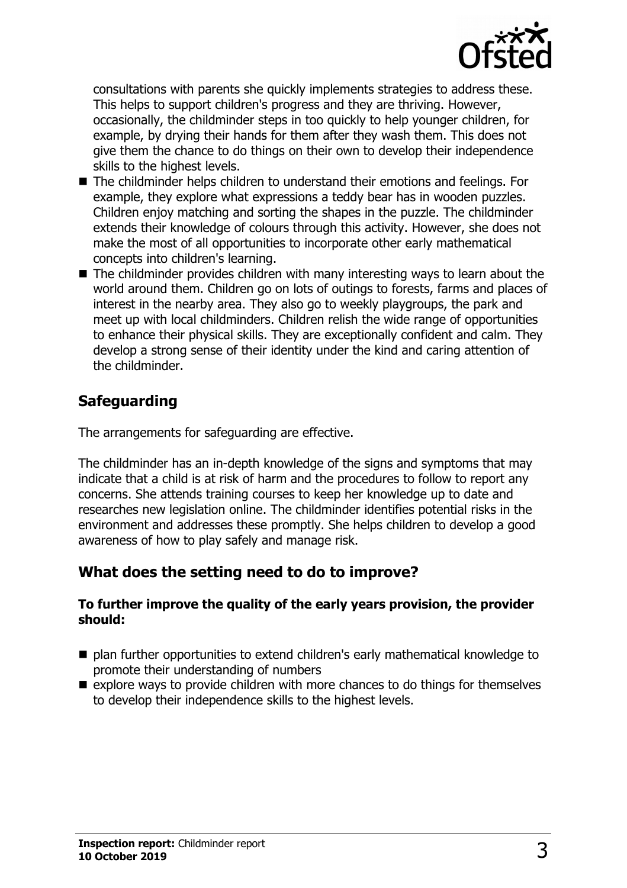consultations with parents she quickly implements strategies to address these. This helps to support children's progress and they are thriving. However, occasionally, the childminder steps in too quickly to help younger children, for example, by drying their hands for them after they wash them. This does not give them the chance to do things on their own to develop their independence skills to the highest levels.

- The childminder helps children to understand their emotions and feelings. For example, they explore what expressions a teddy bear has in wooden puzzles. Children enjoy matching and sorting the shapes in the puzzle. The childminder extends their knowledge of colours through this activity. However, she does not make the most of all opportunities to incorporate other early mathematical concepts into children's learning.
- The childminder provides children with many interesting ways to learn about the world around them. Children go on lots of outings to forests, farms and places of interest in the nearby area. They also go to weekly playgroups, the park and meet up with local childminders. Children relish the wide range of opportunities to enhance their physical skills. They are exceptionally confident and calm. They develop a strong sense of their identity under the kind and caring attention of the childminder.

## Safeguarding

The arrangements for safeguarding are effective.

The childminder has an in-depth knowledge of the signs and symptoms that may indicate that a child is at risk of harm and the procedures to follow to report any concerns. She attends training courses to keep her knowledge up to date and researches new legislation online. The childminder identifies potential risks in the environment and addresses these promptly. She helps children to develop a good awareness of how to play safely and manage risk.

## What does the setting need to do to improve?

**To further improve the quality of the early years provision, the provider should:**

- plan further opportunities to extend children's early mathematical knowledge to promote their understanding of numbers
- explore ways to provide children with more chances to do things for themselves to develop their independence skills to the highest levels.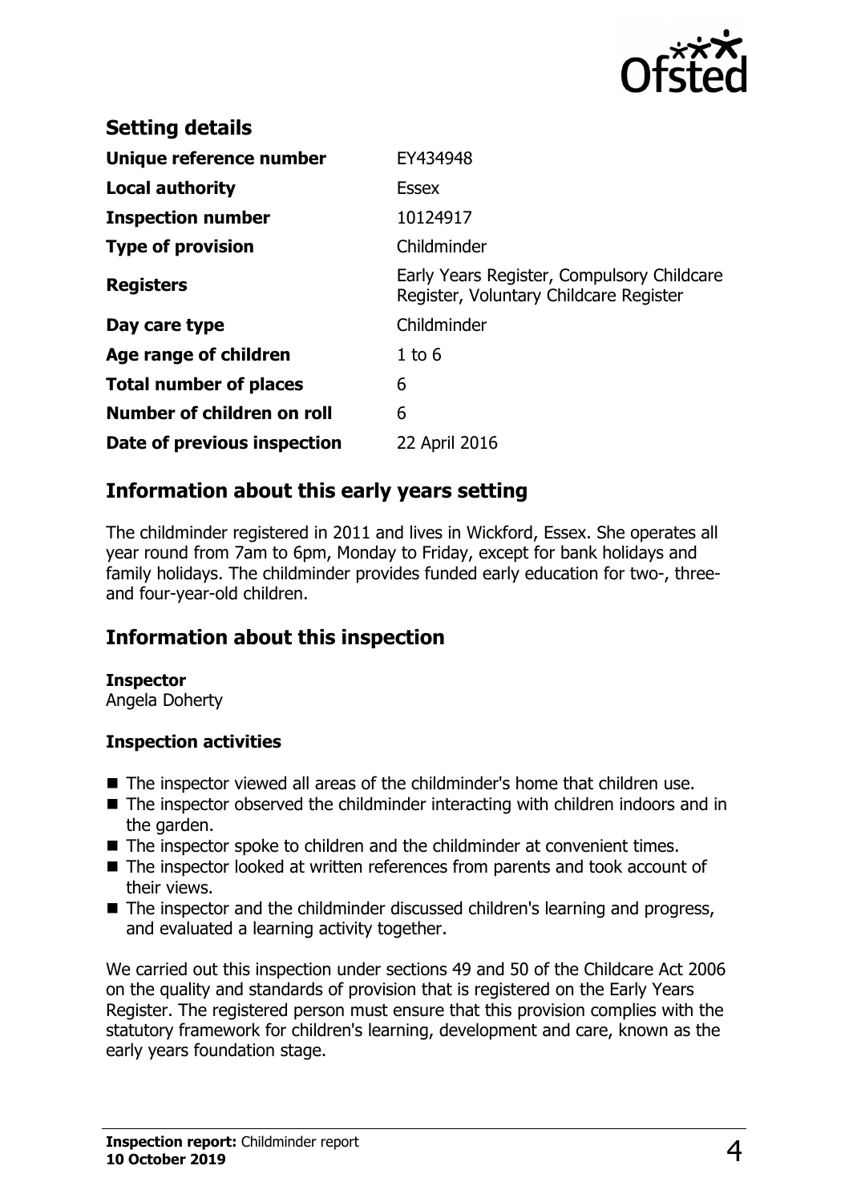## Setting details

| | |
|---|---|
| **Unique reference number** | EY434948 |
| **Local authority** | Essex |
| **Inspection number** | 10124917 |
| **Type of provision** | Childminder |
| **Registers** | Early Years Register, Compulsory Childcare Register, Voluntary Childcare Register |
| **Day care type** | Childminder |
| **Age range of children** | 1 to 6 |
| **Total number of places** | 6 |
| **Number of children on roll** | 6 |
| **Date of previous inspection** | 22 April 2016 |

## Information about this early years setting

The childminder registered in 2011 and lives in Wickford, Essex. She operates all year round from 7am to 6pm, Monday to Friday, except for bank holidays and family holidays. The childminder provides funded early education for two-, three- and four-year-old children.

## Information about this inspection

**Inspector**
Angela Doherty

### Inspection activities

- The inspector viewed all areas of the childminder's home that children use.
- The inspector observed the childminder interacting with children indoors and in the garden.
- The inspector spoke to children and the childminder at convenient times.
- The inspector looked at written references from parents and took account of their views.
- The inspector and the childminder discussed children's learning and progress, and evaluated a learning activity together.

We carried out this inspection under sections 49 and 50 of the Childcare Act 2006 on the quality and standards of provision that is registered on the Early Years Register. The registered person must ensure that this provision complies with the statutory framework for children's learning, development and care, known as the early years foundation stage.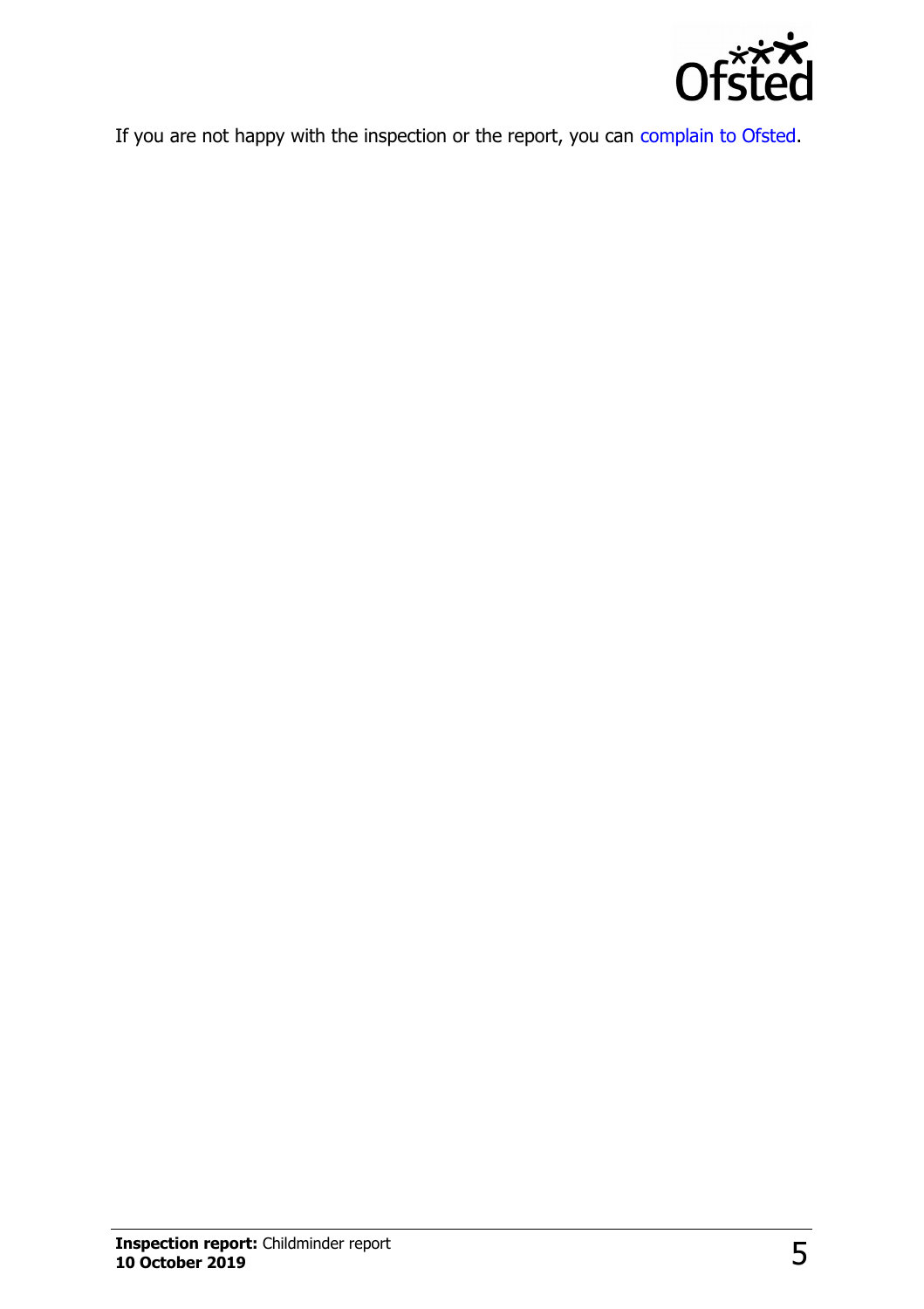If you are not happy with the inspection or the report, you can complain to Ofsted.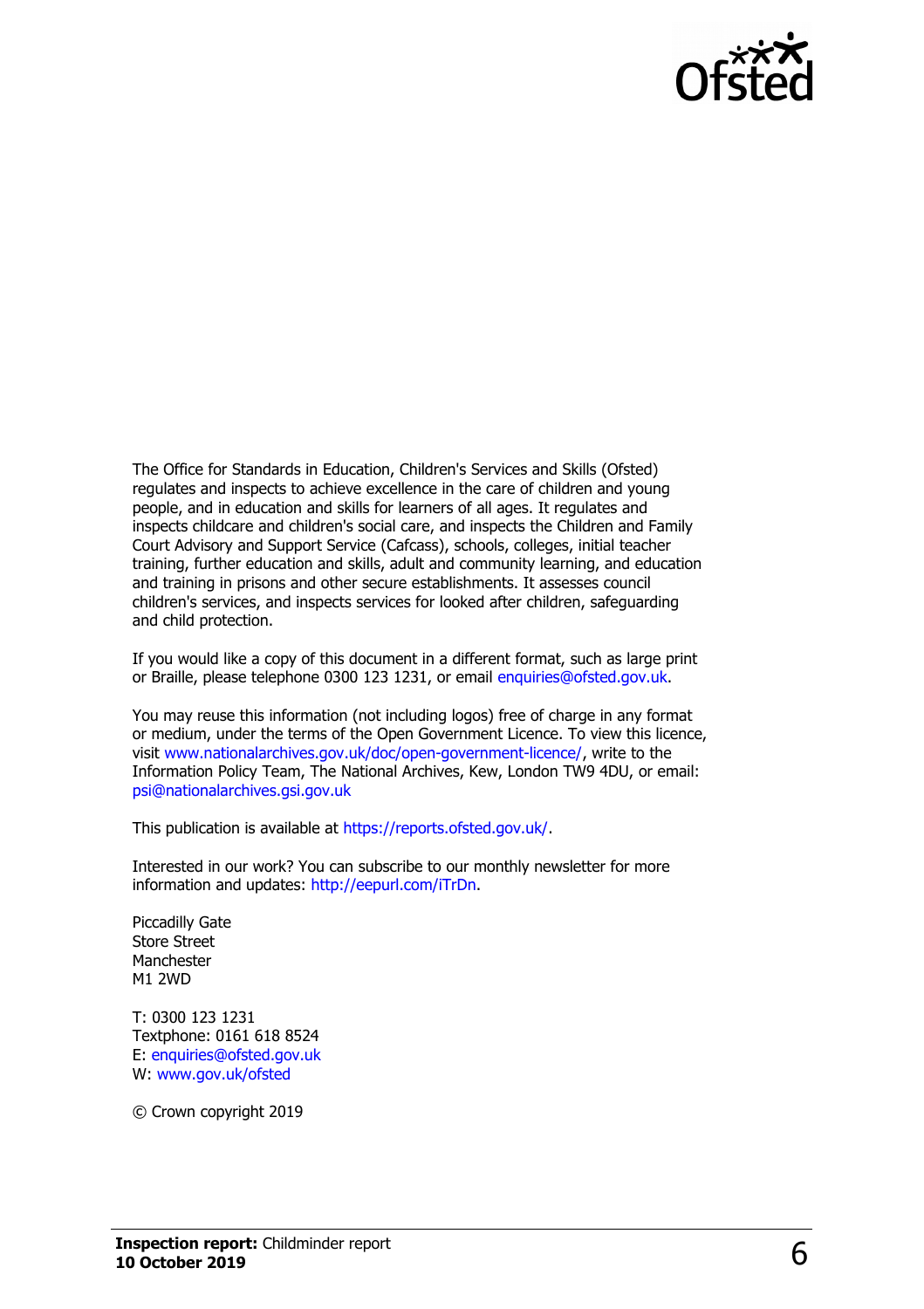The Office for Standards in Education, Children's Services and Skills (Ofsted) regulates and inspects to achieve excellence in the care of children and young people, and in education and skills for learners of all ages. It regulates and inspects childcare and children's social care, and inspects the Children and Family Court Advisory and Support Service (Cafcass), schools, colleges, initial teacher training, further education and skills, adult and community learning, and education and training in prisons and other secure establishments. It assesses council children's services, and inspects services for looked after children, safeguarding and child protection.

If you would like a copy of this document in a different format, such as large print or Braille, please telephone 0300 123 1231, or email enquiries@ofsted.gov.uk.

You may reuse this information (not including logos) free of charge in any format or medium, under the terms of the Open Government Licence. To view this licence, visit www.nationalarchives.gov.uk/doc/open-government-licence/, write to the Information Policy Team, The National Archives, Kew, London TW9 4DU, or email: psi@nationalarchives.gsi.gov.uk

This publication is available at https://reports.ofsted.gov.uk/.

Interested in our work? You can subscribe to our monthly newsletter for more information and updates: http://eepurl.com/iTrDn.

Piccadilly Gate
Store Street
Manchester
M1 2WD

T: 0300 123 1231
Textphone: 0161 618 8524
E: enquiries@ofsted.gov.uk
W: www.gov.uk/ofsted

© Crown copyright 2019